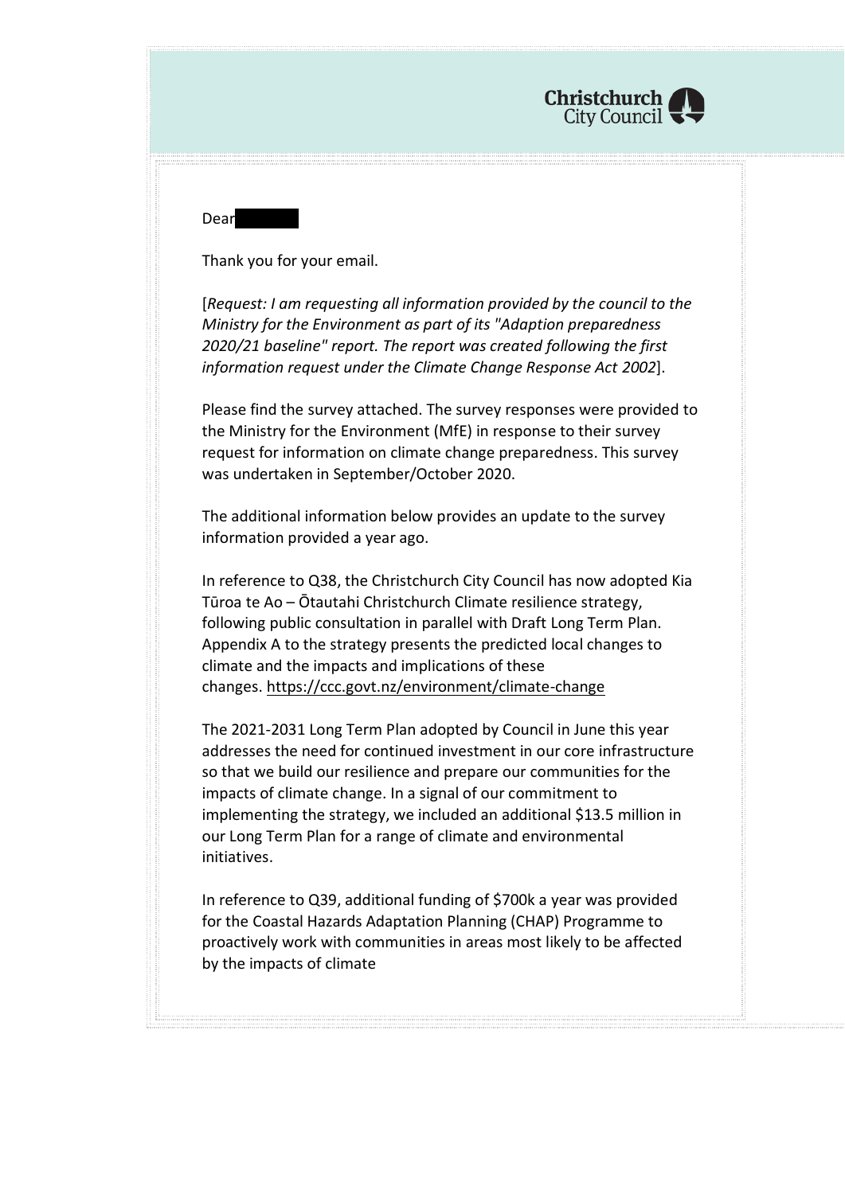Dear

Thank you for your email.

[*Request: I am requesting all information provided by the council to the Ministry for the Environment as part of its "Adaption preparedness 2020/21 baseline" report. The report was created following the first information request under the Climate Change Response Act 2002*].

Please find the survey attached. The survey responses were provided to the Ministry for the Environment (MfE) in response to their survey request for information on climate change preparedness. This survey was undertaken in September/October 2020.

The additional information below provides an update to the survey information provided a year ago.

In reference to Q38, the Christchurch City Council has now adopted Kia Tūroa te Ao – Ōtautahi Christchurch Climate resilience strategy, following public consultation in parallel with Draft Long Term Plan. Appendix A to the strategy presents the predicted local changes to climate and the impacts and implications of these changes. https://ccc.govt.nz/environment/climate-change

The 2021-2031 Long Term Plan adopted by Council in June this year addresses the need for continued investment in our core infrastructure so that we build our resilience and prepare our communities for the impacts of climate change. In a signal of our commitment to implementing the strategy, we included an additional $13.5 million in our Long Term Plan for a range of climate and environmental initiatives.

In reference to Q39, additional funding of $700k a year was provided for the Coastal Hazards Adaptation Planning (CHAP) Programme to proactively work with communities in areas most likely to be affected by the impacts of climate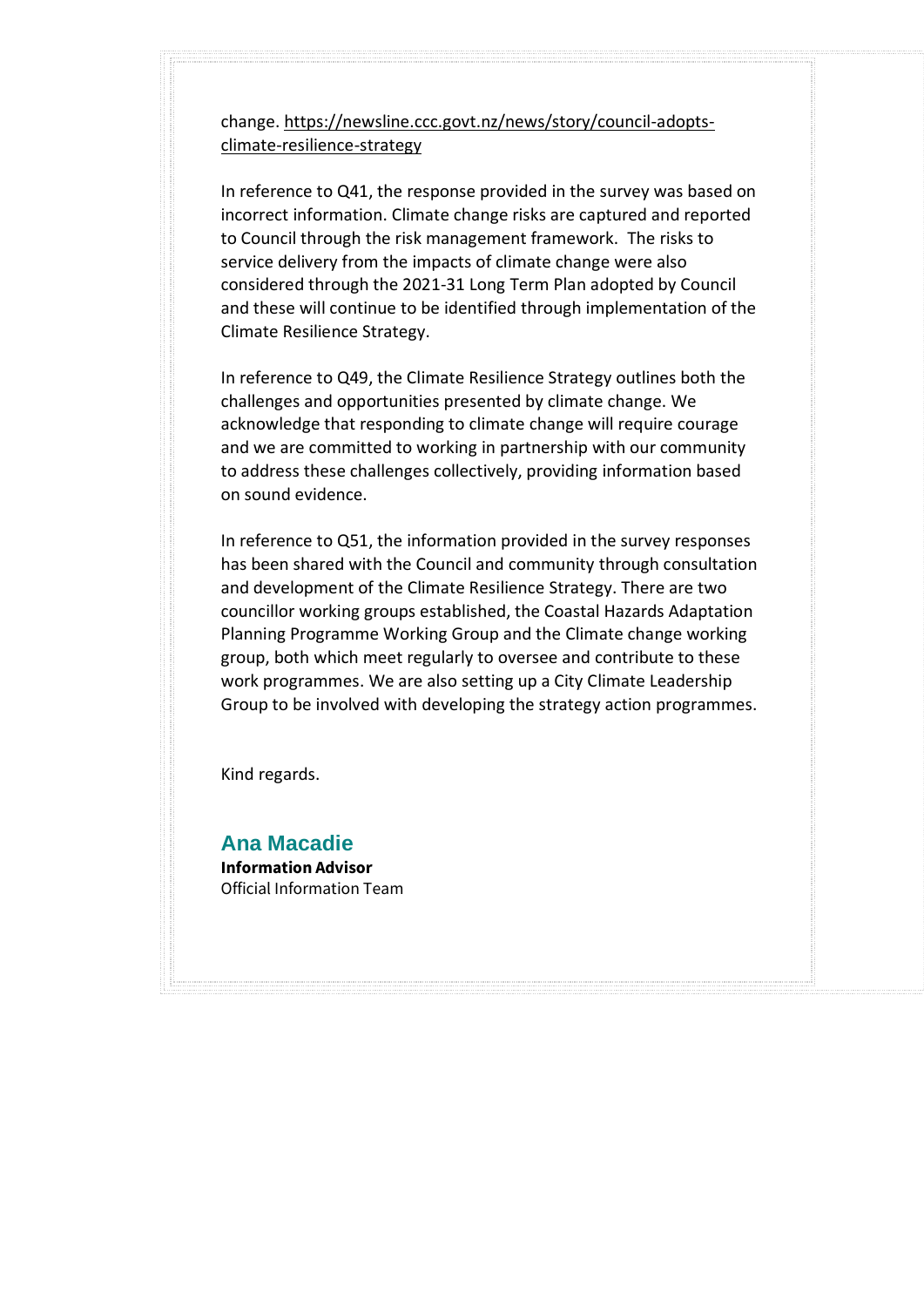change. https://newsline.ccc.govt.nz/news/story/council-adopts-climate-resilience-strategy

In reference to Q41, the response provided in the survey was based on incorrect information. Climate change risks are captured and reported to Council through the risk management framework. The risks to service delivery from the impacts of climate change were also considered through the 2021-31 Long Term Plan adopted by Council and these will continue to be identified through implementation of the Climate Resilience Strategy.

In reference to Q49, the Climate Resilience Strategy outlines both the challenges and opportunities presented by climate change. We acknowledge that responding to climate change will require courage and we are committed to working in partnership with our community to address these challenges collectively, providing information based on sound evidence.

In reference to Q51, the information provided in the survey responses has been shared with the Council and community through consultation and development of the Climate Resilience Strategy. There are two councillor working groups established, the Coastal Hazards Adaptation Planning Programme Working Group and the Climate change working group, both which meet regularly to oversee and contribute to these work programmes. We are also setting up a City Climate Leadership Group to be involved with developing the strategy action programmes.

Kind regards.

**Ana Macadie**
**Information Advisor**
Official Information Team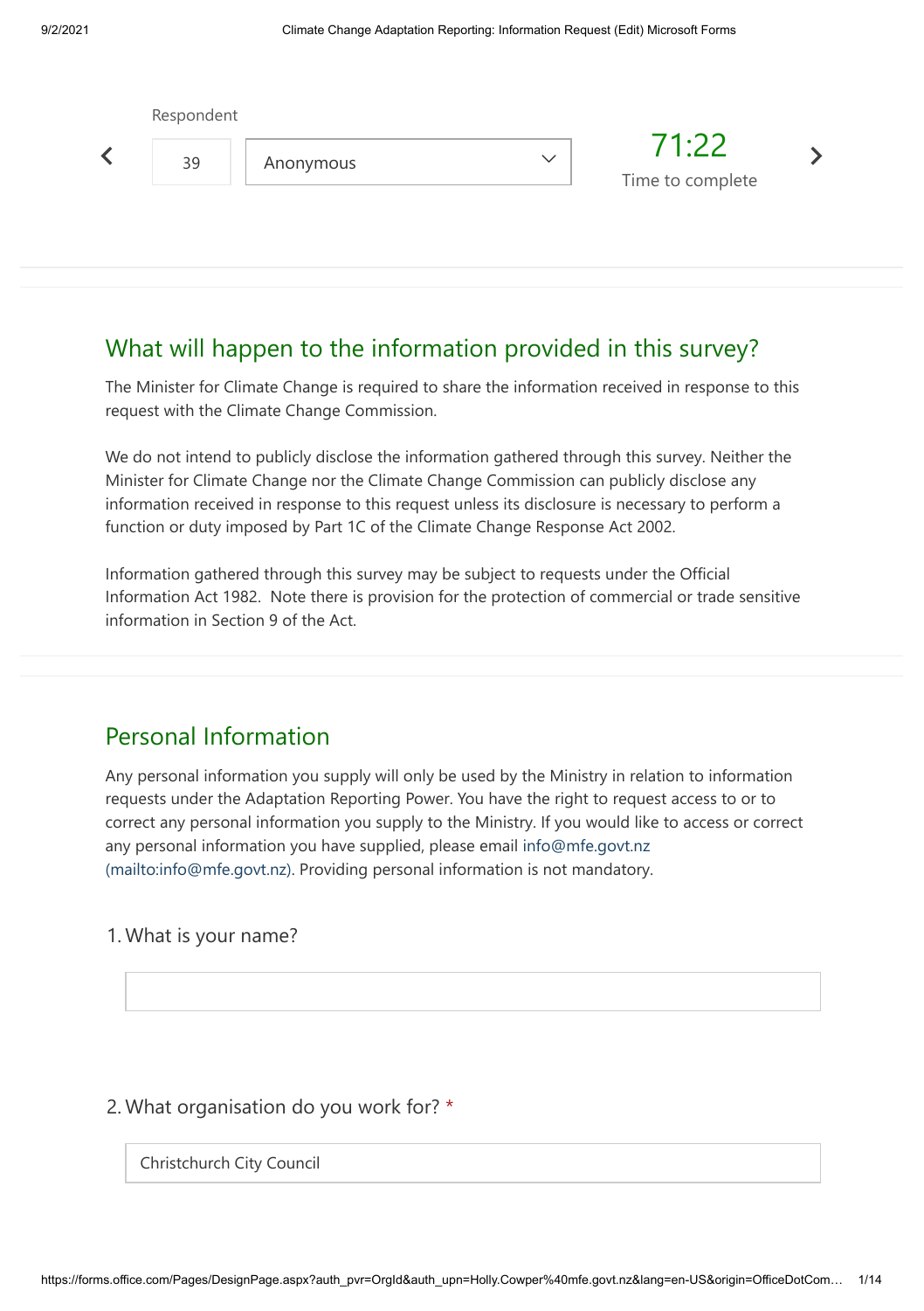Respondent

39 | Anonymous

71:22
Time to complete

## What will happen to the information provided in this survey?

The Minister for Climate Change is required to share the information received in response to this request with the Climate Change Commission.

We do not intend to publicly disclose the information gathered through this survey. Neither the Minister for Climate Change nor the Climate Change Commission can publicly disclose any information received in response to this request unless its disclosure is necessary to perform a function or duty imposed by Part 1C of the Climate Change Response Act 2002.

Information gathered through this survey may be subject to requests under the Official Information Act 1982. Note there is provision for the protection of commercial or trade sensitive information in Section 9 of the Act.

## Personal Information

Any personal information you supply will only be used by the Ministry in relation to information requests under the Adaptation Reporting Power. You have the right to request access to or to correct any personal information you supply to the Ministry. If you would like to access or correct any personal information you have supplied, please email info@mfe.govt.nz (mailto:info@mfe.govt.nz). Providing personal information is not mandatory.

1. What is your name?

2. What organisation do you work for? *

Christchurch City Council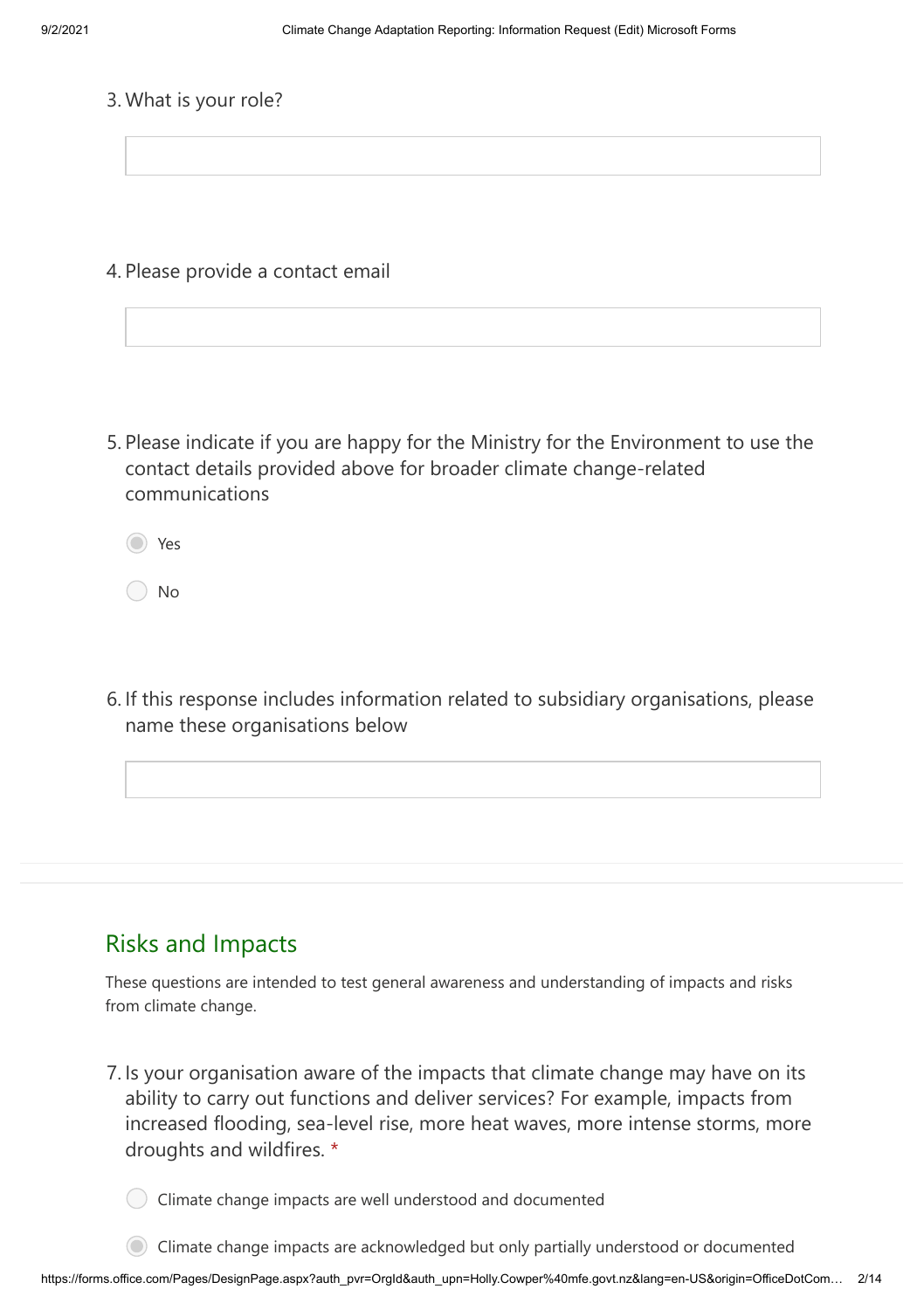3. What is your role?

4. Please provide a contact email

5. Please indicate if you are happy for the Ministry for the Environment to use the contact details provided above for broader climate change-related communications

- ◉ Yes
- ○ No

6. If this response includes information related to subsidiary organisations, please name these organisations below

## Risks and Impacts

These questions are intended to test general awareness and understanding of impacts and risks from climate change.

7. Is your organisation aware of the impacts that climate change may have on its ability to carry out functions and deliver services? For example, impacts from increased flooding, sea-level rise, more heat waves, more intense storms, more droughts and wildfires. *

- ○ Climate change impacts are well understood and documented
- ◉ Climate change impacts are acknowledged but only partially understood or documented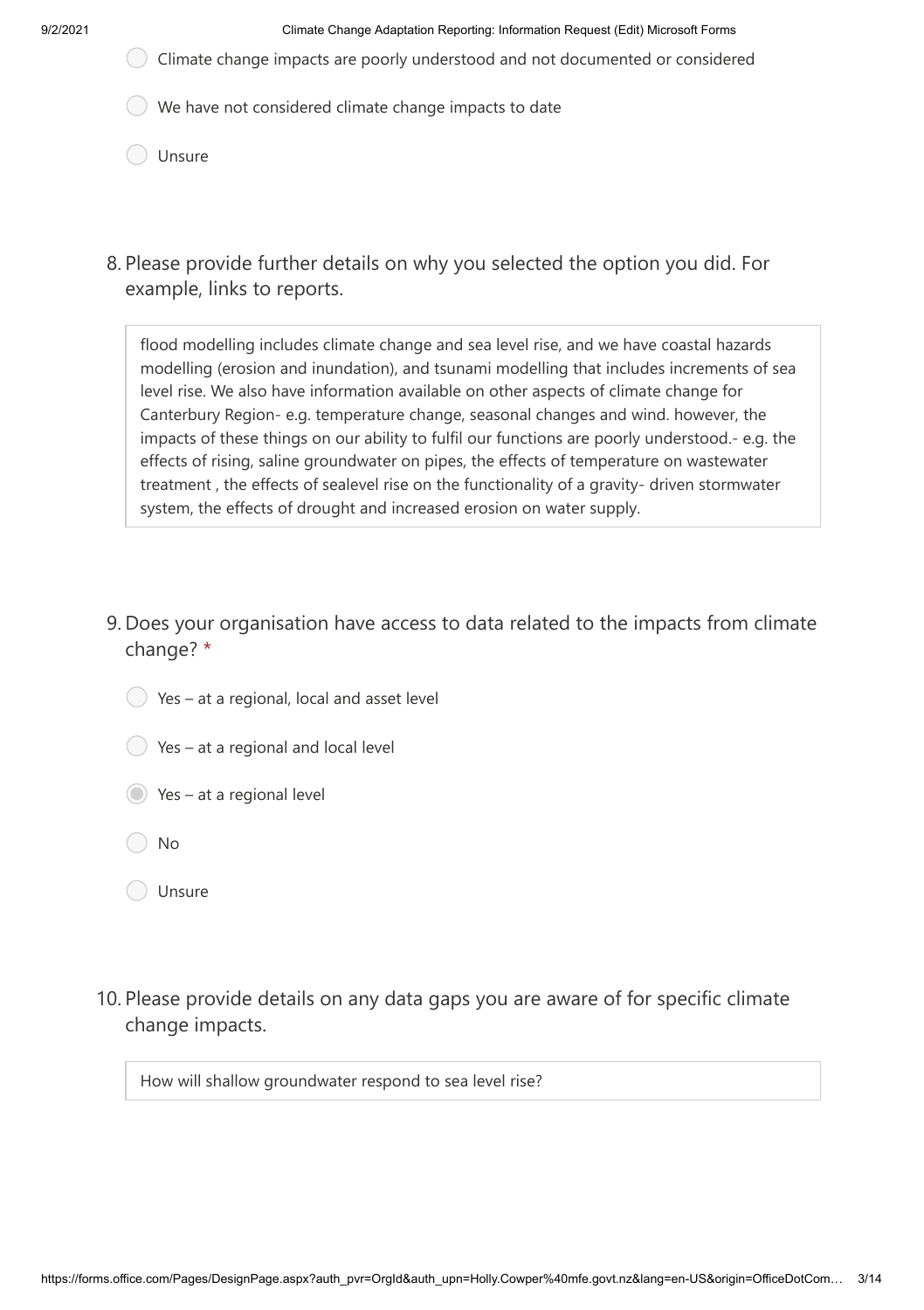- ○ Climate change impacts are poorly understood and not documented or considered
- ○ We have not considered climate change impacts to date
- ○ Unsure

8. Please provide further details on why you selected the option you did. For example, links to reports.

flood modelling includes climate change and sea level rise, and we have coastal hazards modelling (erosion and inundation), and tsunami modelling that includes increments of sea level rise. We also have information available on other aspects of climate change for Canterbury Region- e.g. temperature change, seasonal changes and wind. however, the impacts of these things on our ability to fulfil our functions are poorly understood.- e.g. the effects of rising, saline groundwater on pipes, the effects of temperature on wastewater treatment , the effects of sealevel rise on the functionality of a gravity- driven stormwater system, the effects of drought and increased erosion on water supply.

9. Does your organisation have access to data related to the impacts from climate change? *

- ○ Yes – at a regional, local and asset level
- ○ Yes – at a regional and local level
- ◉ Yes – at a regional level
- ○ No
- ○ Unsure

10. Please provide details on any data gaps you are aware of for specific climate change impacts.

How will shallow groundwater respond to sea level rise?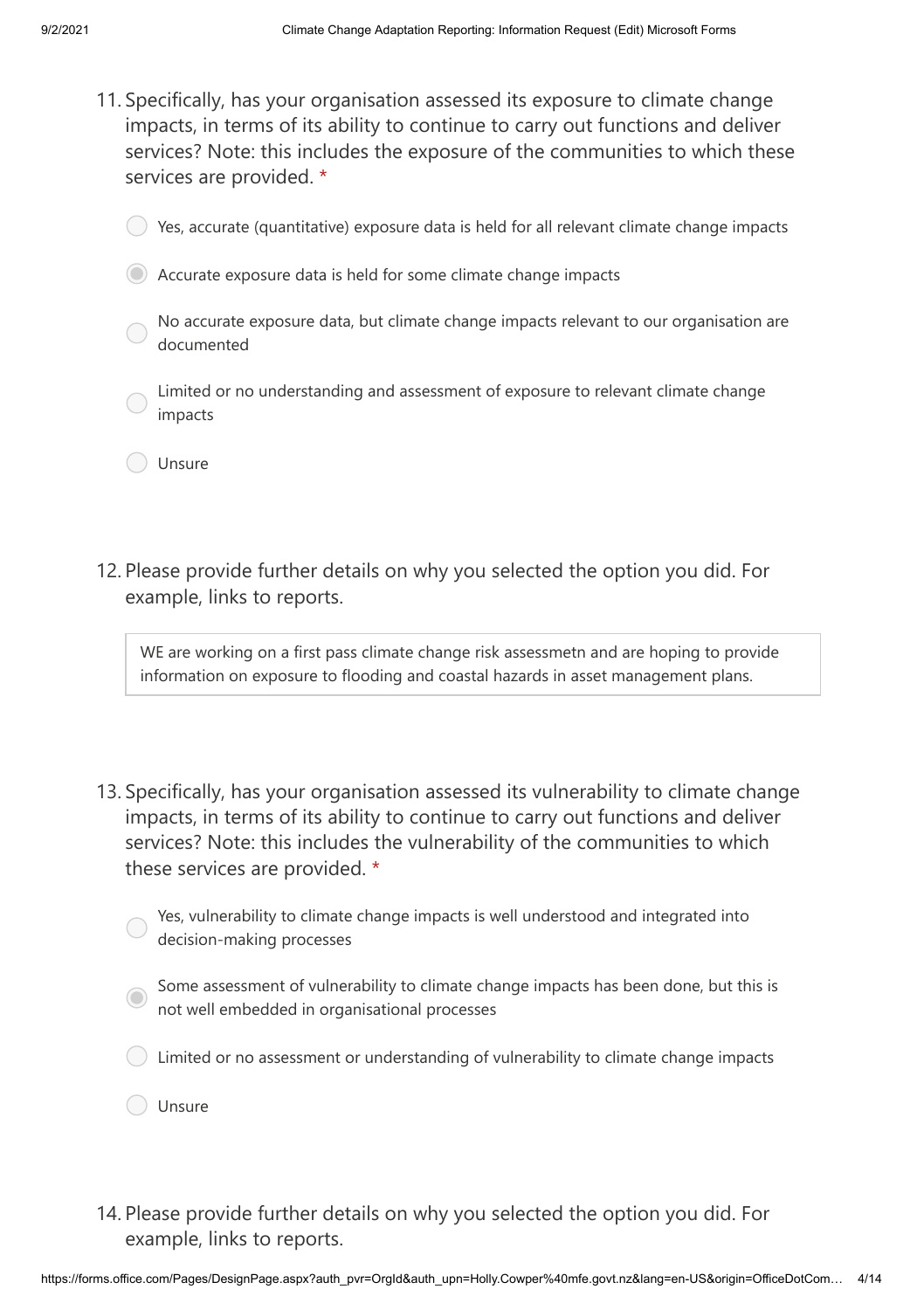11. Specifically, has your organisation assessed its exposure to climate change impacts, in terms of its ability to continue to carry out functions and deliver services? Note: this includes the exposure of the communities to which these services are provided. *

- ○ Yes, accurate (quantitative) exposure data is held for all relevant climate change impacts
- ◉ Accurate exposure data is held for some climate change impacts
- ○ No accurate exposure data, but climate change impacts relevant to our organisation are documented
- ○ Limited or no understanding and assessment of exposure to relevant climate change impacts
- ○ Unsure

12. Please provide further details on why you selected the option you did. For example, links to reports.

> WE are working on a first pass climate change risk assessmetn and are hoping to provide information on exposure to flooding and coastal hazards in asset management plans.

13. Specifically, has your organisation assessed its vulnerability to climate change impacts, in terms of its ability to continue to carry out functions and deliver services? Note: this includes the vulnerability of the communities to which these services are provided. *

- ○ Yes, vulnerability to climate change impacts is well understood and integrated into decision-making processes
- ◉ Some assessment of vulnerability to climate change impacts has been done, but this is not well embedded in organisational processes
- ○ Limited or no assessment or understanding of vulnerability to climate change impacts
- ○ Unsure

14. Please provide further details on why you selected the option you did. For example, links to reports.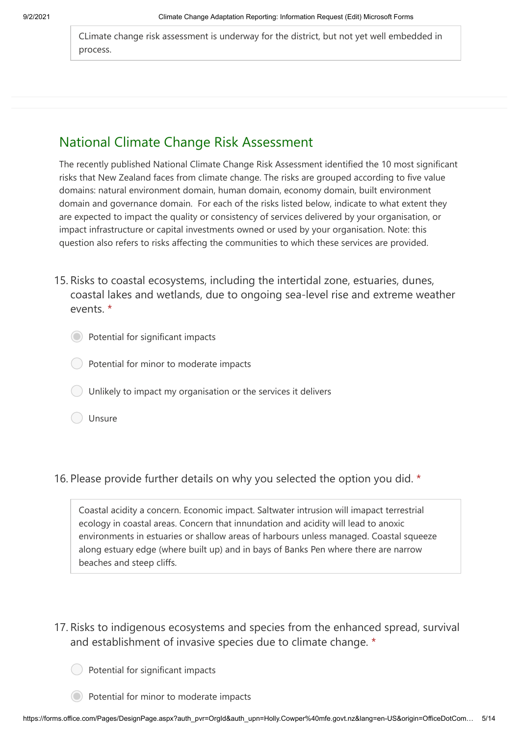CLimate change risk assessment is underway for the district, but not yet well embedded in process.

## National Climate Change Risk Assessment

The recently published National Climate Change Risk Assessment identified the 10 most significant risks that New Zealand faces from climate change. The risks are grouped according to five value domains: natural environment domain, human domain, economy domain, built environment domain and governance domain. For each of the risks listed below, indicate to what extent they are expected to impact the quality or consistency of services delivered by your organisation, or impact infrastructure or capital investments owned or used by your organisation. Note: this question also refers to risks affecting the communities to which these services are provided.

15. Risks to coastal ecosystems, including the intertidal zone, estuaries, dunes, coastal lakes and wetlands, due to ongoing sea-level rise and extreme weather events. *

- (selected) Potential for significant impacts
- Potential for minor to moderate impacts
- Unlikely to impact my organisation or the services it delivers
- Unsure

16. Please provide further details on why you selected the option you did. *

Coastal acidity a concern. Economic impact. Saltwater intrusion will imapact terrestrial ecology in coastal areas. Concern that innundation and acidity will lead to anoxic environments in estuaries or shallow areas of harbours unless managed. Coastal squeeze along estuary edge (where built up) and in bays of Banks Pen where there are narrow beaches and steep cliffs.

17. Risks to indigenous ecosystems and species from the enhanced spread, survival and establishment of invasive species due to climate change. *

- Potential for significant impacts
- (selected) Potential for minor to moderate impacts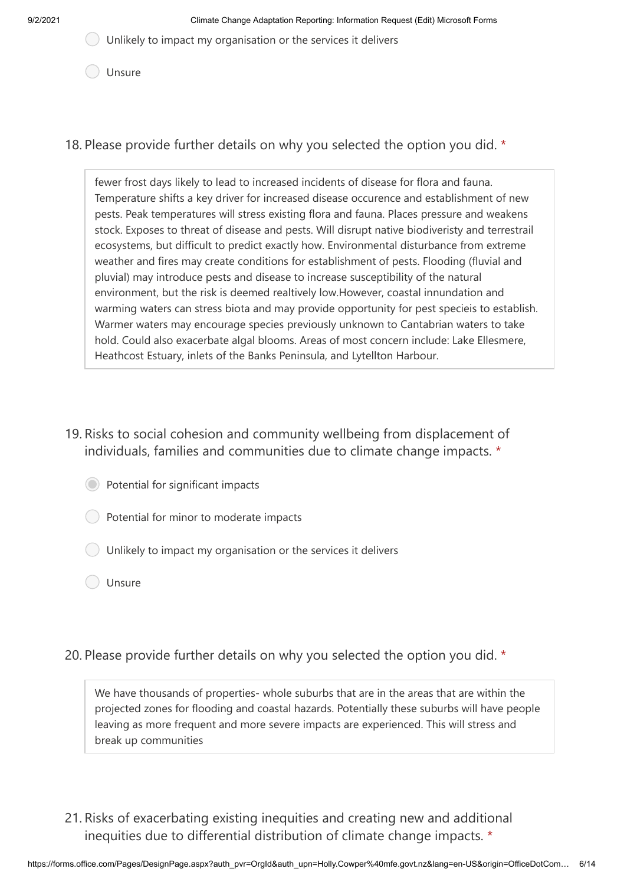- ◯ Unlikely to impact my organisation or the services it delivers
- ◯ Unsure

18. Please provide further details on why you selected the option you did. *

> fewer frost days likely to lead to increased incidents of disease for flora and fauna. Temperature shifts a key driver for increased disease occurence and establishment of new pests. Peak temperatures will stress existing flora and fauna. Places pressure and weakens stock. Exposes to threat of disease and pests. Will disrupt native biodiveristy and terrestrail ecosystems, but difficult to predict exactly how. Environmental disturbance from extreme weather and fires may create conditions for establishment of pests. Flooding (fluvial and pluvial) may introduce pests and disease to increase susceptibility of the natural environment, but the risk is deemed realtively low.However, coastal innundation and warming waters can stress biota and may provide opportunity for pest specieis to establish. Warmer waters may encourage species previously unknown to Cantabrian waters to take hold. Could also exacerbate algal blooms. Areas of most concern include: Lake Ellesmere, Heathcost Estuary, inlets of the Banks Peninsula, and Lytellton Harbour.

19. Risks to social cohesion and community wellbeing from displacement of individuals, families and communities due to climate change impacts. *

- ◉ Potential for significant impacts
- ◯ Potential for minor to moderate impacts
- ◯ Unlikely to impact my organisation or the services it delivers
- ◯ Unsure

20. Please provide further details on why you selected the option you did. *

> We have thousands of properties- whole suburbs that are in the areas that are within the projected zones for flooding and coastal hazards. Potentially these suburbs will have people leaving as more frequent and more severe impacts are experienced. This will stress and break up communities

21. Risks of exacerbating existing inequities and creating new and additional inequities due to differential distribution of climate change impacts. *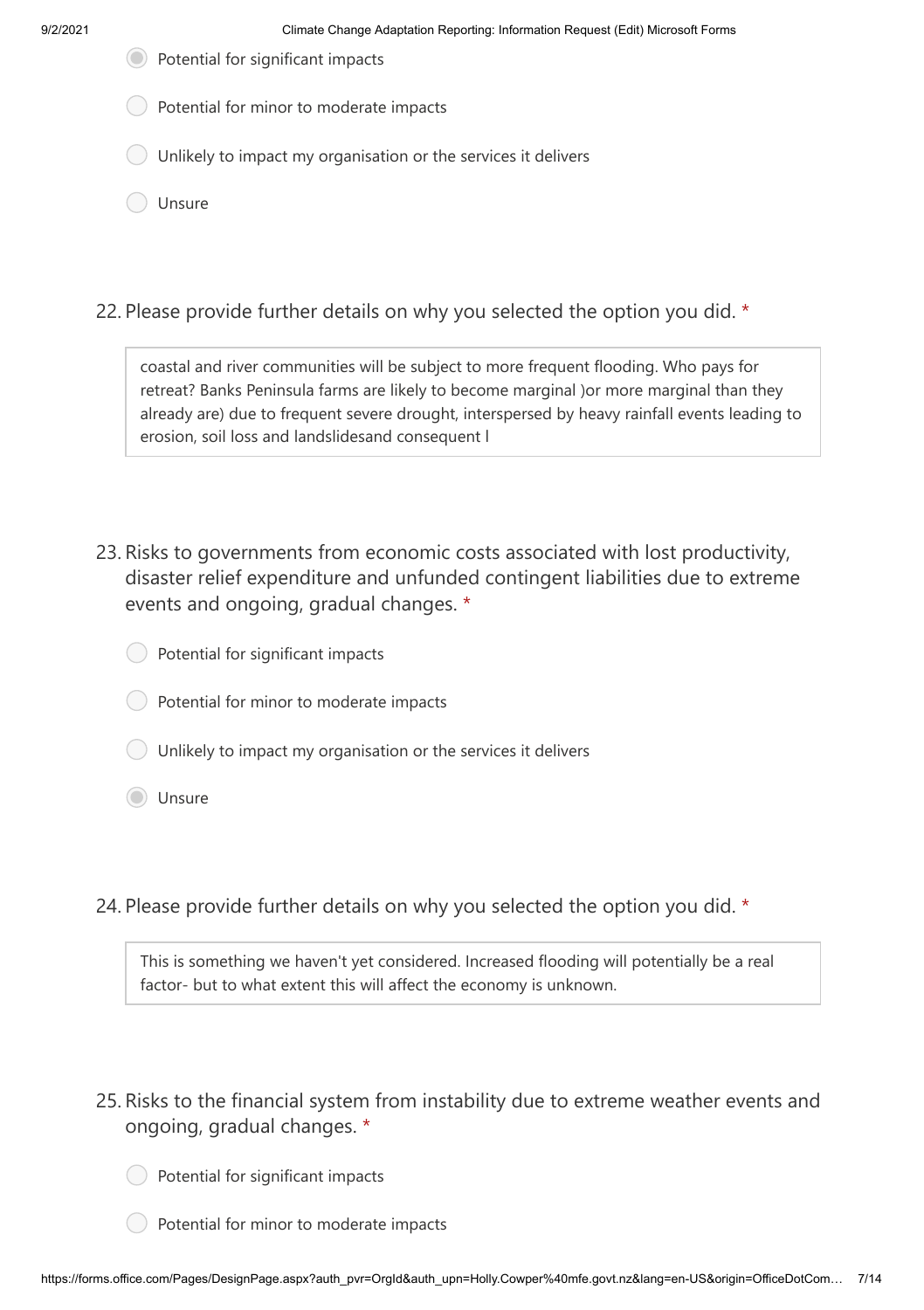- [x] Potential for significant impacts
- [ ] Potential for minor to moderate impacts
- [ ] Unlikely to impact my organisation or the services it delivers
- [ ] Unsure

22. Please provide further details on why you selected the option you did. *

> coastal and river communities will be subject to more frequent flooding. Who pays for retreat? Banks Peninsula farms are likely to become marginal )or more marginal than they already are) due to frequent severe drought, interspersed by heavy rainfall events leading to erosion, soil loss and landslidesand consequent l

23. Risks to governments from economic costs associated with lost productivity, disaster relief expenditure and unfunded contingent liabilities due to extreme events and ongoing, gradual changes. *

- [ ] Potential for significant impacts
- [ ] Potential for minor to moderate impacts
- [ ] Unlikely to impact my organisation or the services it delivers
- [x] Unsure

24. Please provide further details on why you selected the option you did. *

> This is something we haven't yet considered. Increased flooding will potentially be a real factor- but to what extent this will affect the economy is unknown.

25. Risks to the financial system from instability due to extreme weather events and ongoing, gradual changes. *

- [ ] Potential for significant impacts
- [ ] Potential for minor to moderate impacts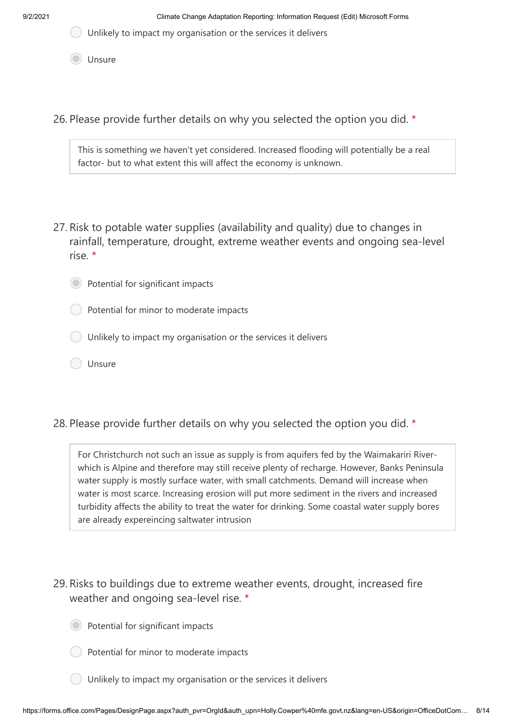- ○ Unlikely to impact my organisation or the services it delivers
- ◉ Unsure

26. Please provide further details on why you selected the option you did. *

> This is something we haven't yet considered. Increased flooding will potentially be a real factor- but to what extent this will affect the economy is unknown.

27. Risk to potable water supplies (availability and quality) due to changes in rainfall, temperature, drought, extreme weather events and ongoing sea-level rise. *

- ◉ Potential for significant impacts
- ○ Potential for minor to moderate impacts
- ○ Unlikely to impact my organisation or the services it delivers
- ○ Unsure

28. Please provide further details on why you selected the option you did. *

> For Christchurch not such an issue as supply is from aquifers fed by the Waimakariri River- which is Alpine and therefore may still receive plenty of recharge. However, Banks Peninsula water supply is mostly surface water, with small catchments. Demand will increase when water is most scarce. Increasing erosion will put more sediment in the rivers and increased turbidity affects the ability to treat the water for drinking. Some coastal water supply bores are already expereincing saltwater intrusion

29. Risks to buildings due to extreme weather events, drought, increased fire weather and ongoing sea-level rise. *

- ◉ Potential for significant impacts
- ○ Potential for minor to moderate impacts
- ○ Unlikely to impact my organisation or the services it delivers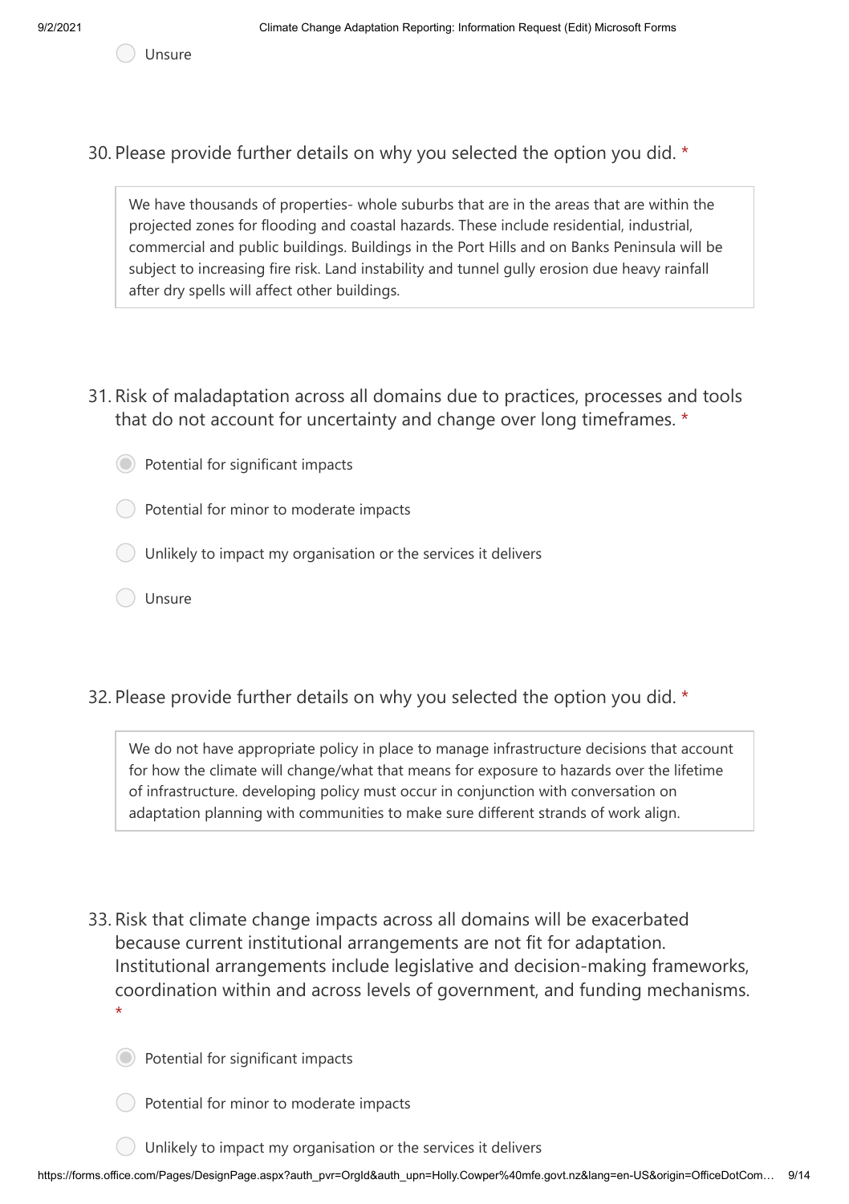- ○ Unsure

30. Please provide further details on why you selected the option you did. *

> We have thousands of properties- whole suburbs that are in the areas that are within the projected zones for flooding and coastal hazards. These include residential, industrial, commercial and public buildings. Buildings in the Port Hills and on Banks Peninsula will be subject to increasing fire risk. Land instability and tunnel gully erosion due heavy rainfall after dry spells will affect other buildings.

31. Risk of maladaptation across all domains due to practices, processes and tools that do not account for uncertainty and change over long timeframes. *

- ◉ Potential for significant impacts
- ○ Potential for minor to moderate impacts
- ○ Unlikely to impact my organisation or the services it delivers
- ○ Unsure

32. Please provide further details on why you selected the option you did. *

> We do not have appropriate policy in place to manage infrastructure decisions that account for how the climate will change/what that means for exposure to hazards over the lifetime of infrastructure. developing policy must occur in conjunction with conversation on adaptation planning with communities to make sure different strands of work align.

33. Risk that climate change impacts across all domains will be exacerbated because current institutional arrangements are not fit for adaptation. Institutional arrangements include legislative and decision-making frameworks, coordination within and across levels of government, and funding mechanisms. *

- ◉ Potential for significant impacts
- ○ Potential for minor to moderate impacts
- ○ Unlikely to impact my organisation or the services it delivers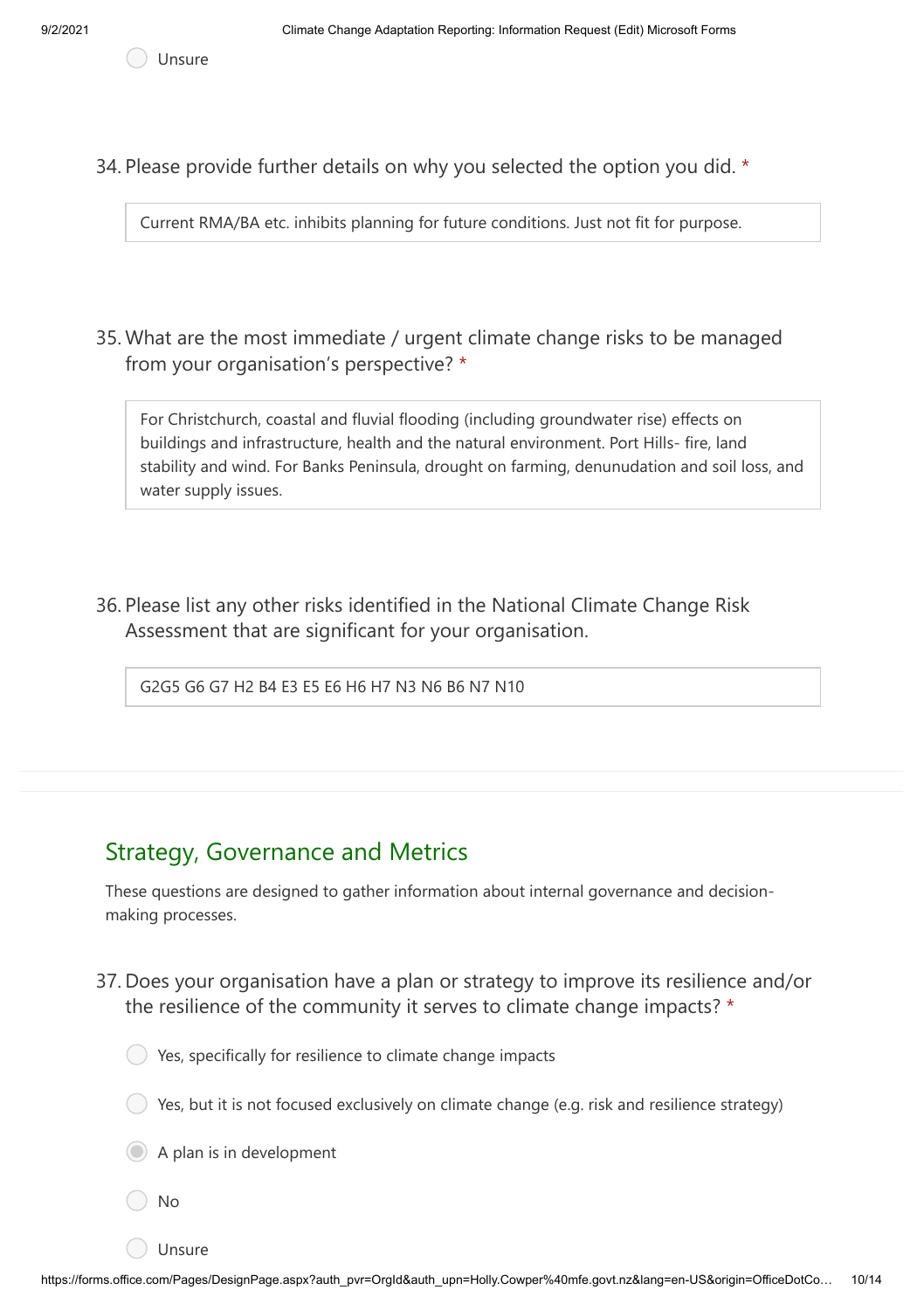- ○ Unsure

34. Please provide further details on why you selected the option you did. *

> Current RMA/BA etc. inhibits planning for future conditions. Just not fit for purpose.

35. What are the most immediate / urgent climate change risks to be managed from your organisation's perspective? *

> For Christchurch, coastal and fluvial flooding (including groundwater rise) effects on buildings and infrastructure, health and the natural environment. Port Hills- fire, land stability and wind. For Banks Peninsula, drought on farming, denunudation and soil loss, and water supply issues.

36. Please list any other risks identified in the National Climate Change Risk Assessment that are significant for your organisation.

> G2G5 G6 G7 H2 B4 E3 E5 E6 H6 H7 N3 N6 B6 N7 N10

## Strategy, Governance and Metrics

These questions are designed to gather information about internal governance and decision-making processes.

37. Does your organisation have a plan or strategy to improve its resilience and/or the resilience of the community it serves to climate change impacts? *

- ○ Yes, specifically for resilience to climate change impacts
- ○ Yes, but it is not focused exclusively on climate change (e.g. risk and resilience strategy)
- ● A plan is in development
- ○ No
- ○ Unsure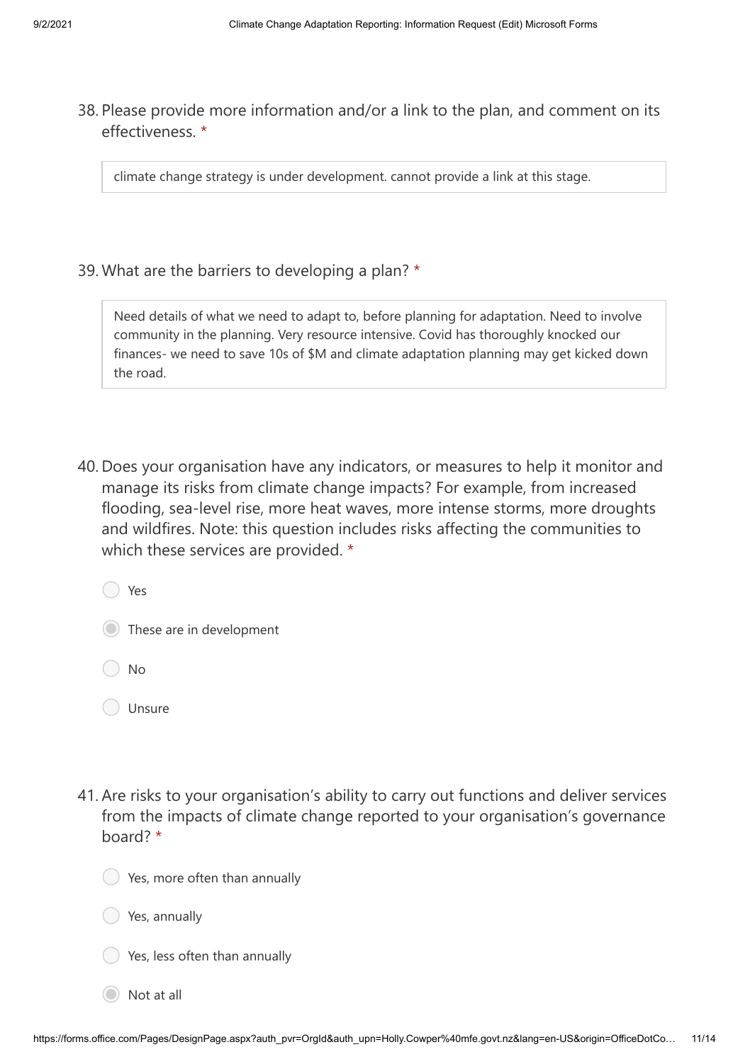38. Please provide more information and/or a link to the plan, and comment on its effectiveness. *

> climate change strategy is under development. cannot provide a link at this stage.

39. What are the barriers to developing a plan? *

> Need details of what we need to adapt to, before planning for adaptation. Need to involve community in the planning. Very resource intensive. Covid has thoroughly knocked our finances- we need to save 10s of $M and climate adaptation planning may get kicked down the road.

40. Does your organisation have any indicators, or measures to help it monitor and manage its risks from climate change impacts? For example, from increased flooding, sea-level rise, more heat waves, more intense storms, more droughts and wildfires. Note: this question includes risks affecting the communities to which these services are provided. *

- ○ Yes
- ◉ These are in development
- ○ No
- ○ Unsure

41. Are risks to your organisation's ability to carry out functions and deliver services from the impacts of climate change reported to your organisation's governance board? *

- ○ Yes, more often than annually
- ○ Yes, annually
- ○ Yes, less often than annually
- ◉ Not at all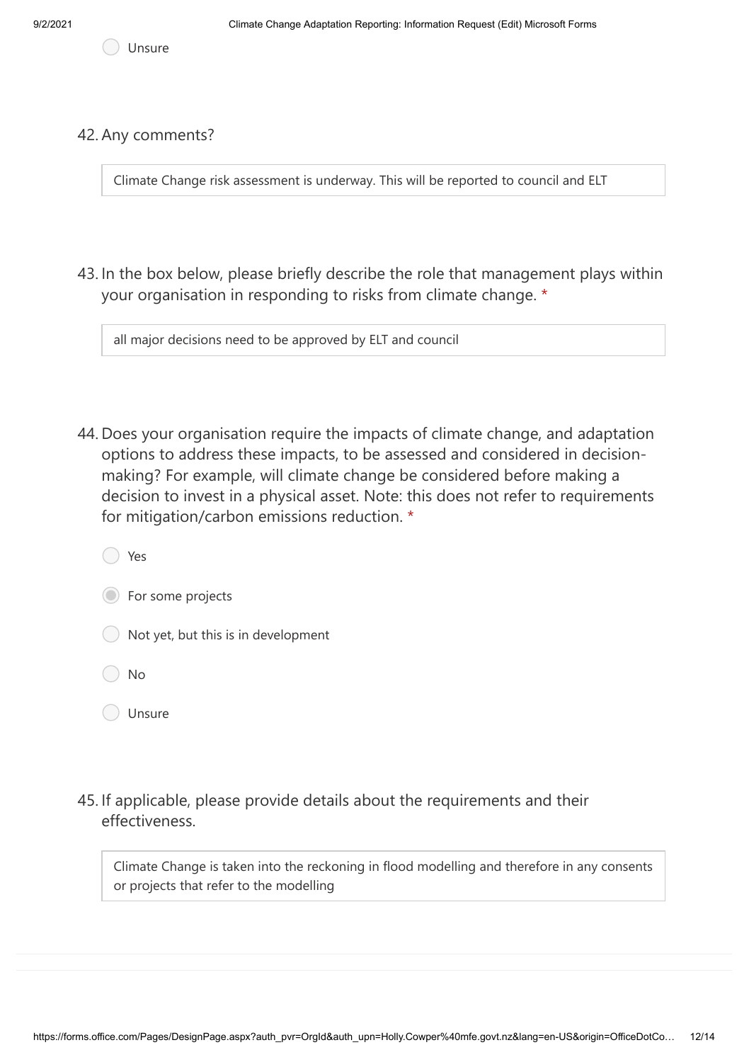- ○ Unsure

42. Any comments?

> Climate Change risk assessment is underway. This will be reported to council and ELT

43. In the box below, please briefly describe the role that management plays within your organisation in responding to risks from climate change. *

> all major decisions need to be approved by ELT and council

44. Does your organisation require the impacts of climate change, and adaptation options to address these impacts, to be assessed and considered in decision-making? For example, will climate change be considered before making a decision to invest in a physical asset. Note: this does not refer to requirements for mitigation/carbon emissions reduction. *

- ○ Yes
- ◉ For some projects
- ○ Not yet, but this is in development
- ○ No
- ○ Unsure

45. If applicable, please provide details about the requirements and their effectiveness.

> Climate Change is taken into the reckoning in flood modelling and therefore in any consents or projects that refer to the modelling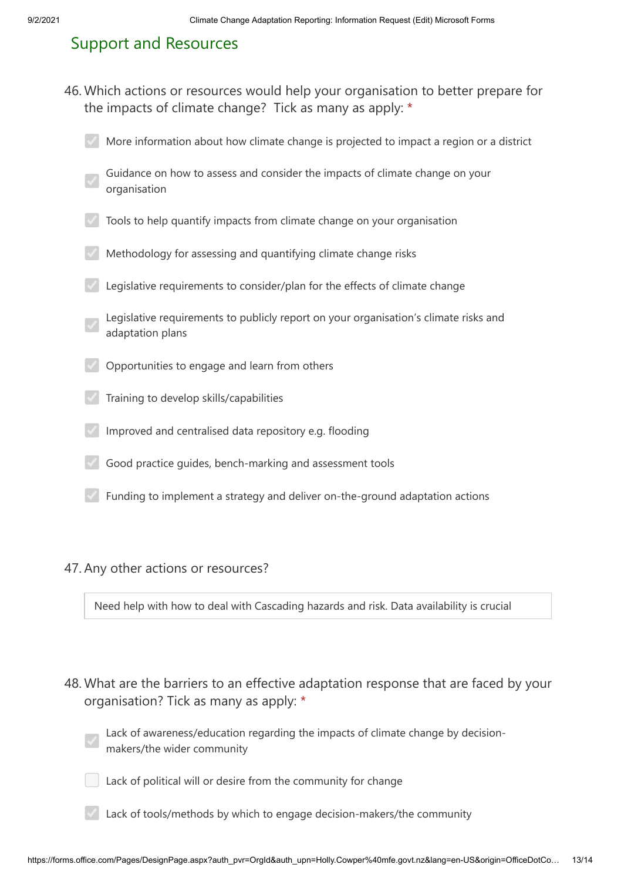## Support and Resources

46. Which actions or resources would help your organisation to better prepare for the impacts of climate change? Tick as many as apply: *

- [x] More information about how climate change is projected to impact a region or a district
- [x] Guidance on how to assess and consider the impacts of climate change on your organisation
- [x] Tools to help quantify impacts from climate change on your organisation
- [x] Methodology for assessing and quantifying climate change risks
- [x] Legislative requirements to consider/plan for the effects of climate change
- [x] Legislative requirements to publicly report on your organisation's climate risks and adaptation plans
- [x] Opportunities to engage and learn from others
- [x] Training to develop skills/capabilities
- [x] Improved and centralised data repository e.g. flooding
- [x] Good practice guides, bench-marking and assessment tools
- [x] Funding to implement a strategy and deliver on-the-ground adaptation actions

47. Any other actions or resources?

Need help with how to deal with Cascading hazards and risk. Data availability is crucial

48. What are the barriers to an effective adaptation response that are faced by your organisation? Tick as many as apply: *

- [x] Lack of awareness/education regarding the impacts of climate change by decision-makers/the wider community
- [ ] Lack of political will or desire from the community for change
- [x] Lack of tools/methods by which to engage decision-makers/the community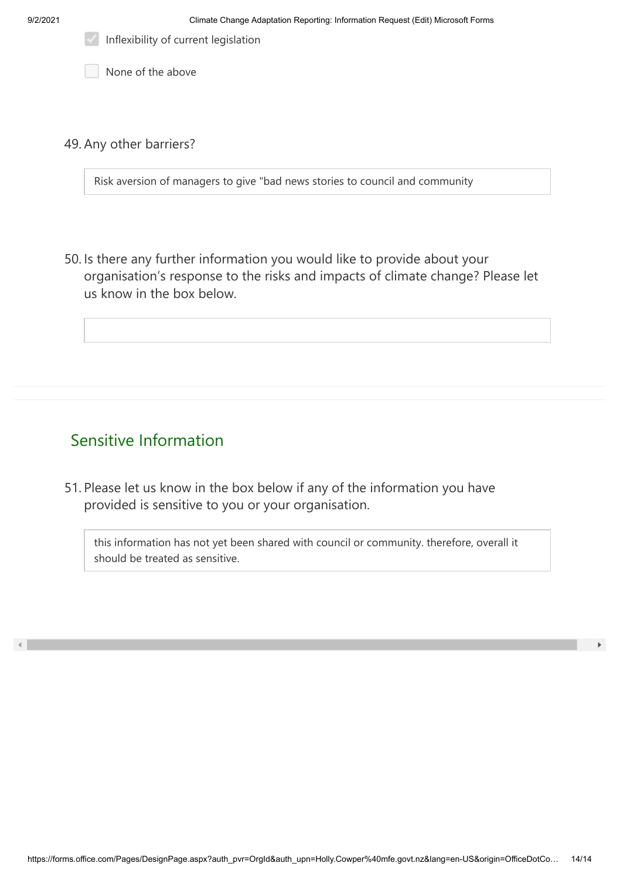- [x] Inflexibility of current legislation
- [ ] None of the above

49. Any other barriers?

Risk aversion of managers to give "bad news stories to council and community

50. Is there any further information you would like to provide about your organisation's response to the risks and impacts of climate change? Please let us know in the box below.

## Sensitive Information

51. Please let us know in the box below if any of the information you have provided is sensitive to you or your organisation.

this information has not yet been shared with council or community. therefore, overall it should be treated as sensitive.